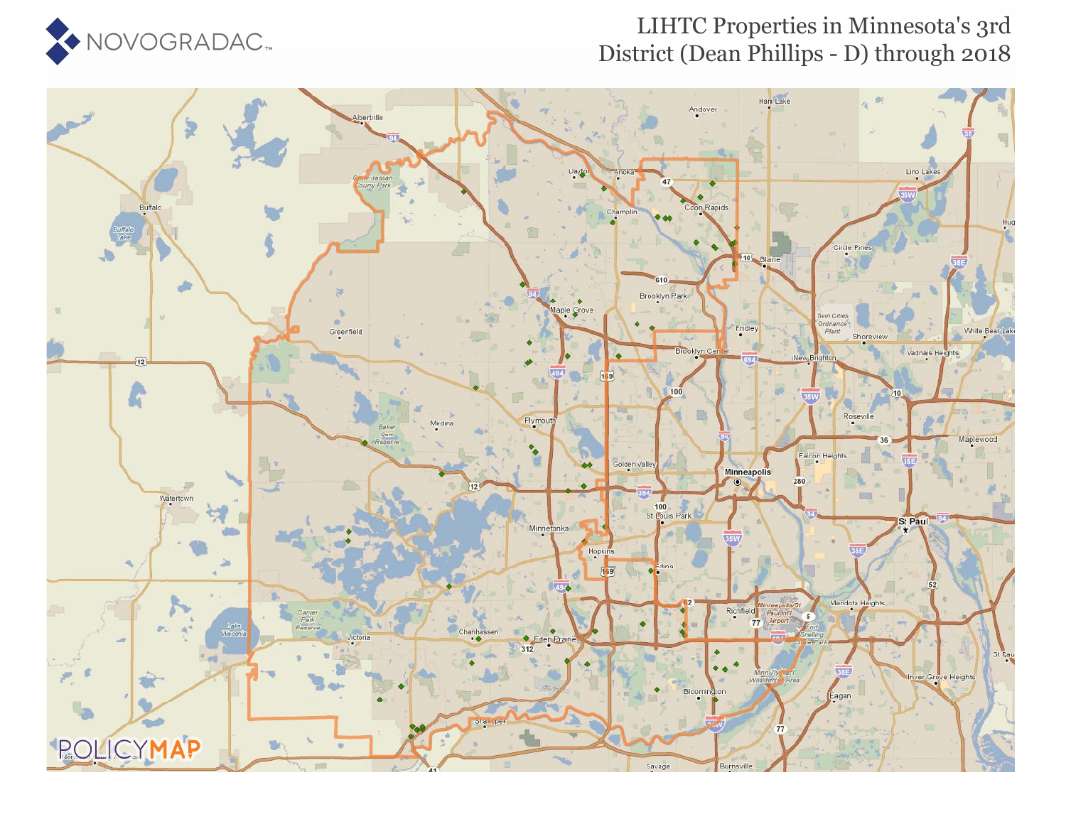# LIHTC Properties in Minnesota's 3rd District (Dean Phillips - D) through 2018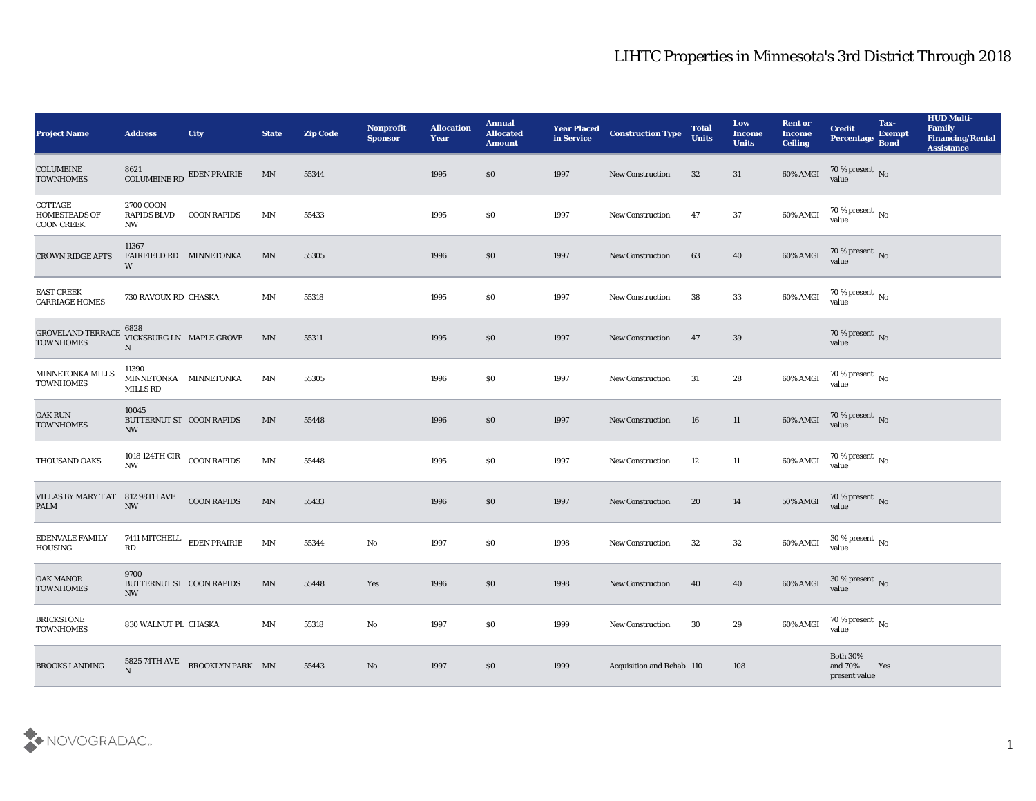# LIHTC Properties in Minnesota's 3rd District Through 2018

| Project Name | Address | City | State | Zip Code | Nonprofit Sponsor | Allocation Year | Annual Allocated Amount | Year Placed in Service | Construction Type | Total Units | Low Income Units | Rent or Income Ceiling | Credit Percentage | Tax-Exempt Bond | HUD Multi-Family Financing/Rental Assistance |
|---|---|---|---|---|---|---|---|---|---|---|---|---|---|---|---|
| COLUMBINE TOWNHOMES | 8621 COLUMBINE RD | EDEN PRAIRIE | MN | 55344 | | 1995 | $0 | 1997 | New Construction | 32 | 31 | 60% AMGI | 70 % present value | No | |
| COTTAGE HOMESTEADS OF COON CREEK | 2700 COON RAPIDS BLVD NW | COON RAPIDS | MN | 55433 | | 1995 | $0 | 1997 | New Construction | 47 | 37 | 60% AMGI | 70 % present value | No | |
| CROWN RIDGE APTS | 11367 FAIRFIELD RD W | MINNETONKA | MN | 55305 | | 1996 | $0 | 1997 | New Construction | 63 | 40 | 60% AMGI | 70 % present value | No | |
| EAST CREEK CARRIAGE HOMES | 730 RAVOUX RD | CHASKA | MN | 55318 | | 1995 | $0 | 1997 | New Construction | 38 | 33 | 60% AMGI | 70 % present value | No | |
| GROVELAND TERRACE TOWNHOMES | 6828 VICKSBURG LN N | MAPLE GROVE | MN | 55311 | | 1995 | $0 | 1997 | New Construction | 47 | 39 | | 70 % present value | No | |
| MINNETONKA MILLS TOWNHOMES | 11390 MINNETONKA MILLS RD | MINNETONKA | MN | 55305 | | 1996 | $0 | 1997 | New Construction | 31 | 28 | 60% AMGI | 70 % present value | No | |
| OAK RUN TOWNHOMES | 10045 BUTTERNUT ST NW | COON RAPIDS | MN | 55448 | | 1996 | $0 | 1997 | New Construction | 16 | 11 | 60% AMGI | 70 % present value | No | |
| THOUSAND OAKS | 1018 124TH CIR NW | COON RAPIDS | MN | 55448 | | 1995 | $0 | 1997 | New Construction | 12 | 11 | 60% AMGI | 70 % present value | No | |
| VILLAS BY MARY T AT PALM | 812 98TH AVE NW | COON RAPIDS | MN | 55433 | | 1996 | $0 | 1997 | New Construction | 20 | 14 | 50% AMGI | 70 % present value | No | |
| EDENVALE FAMILY HOUSING | 7411 MITCHELL RD | EDEN PRAIRIE | MN | 55344 | No | 1997 | $0 | 1998 | New Construction | 32 | 32 | 60% AMGI | 30 % present value | No | |
| OAK MANOR TOWNHOMES | 9700 BUTTERNUT ST NW | COON RAPIDS | MN | 55448 | Yes | 1996 | $0 | 1998 | New Construction | 40 | 40 | 60% AMGI | 30 % present value | No | |
| BRICKSTONE TOWNHOMES | 830 WALNUT PL | CHASKA | MN | 55318 | No | 1997 | $0 | 1999 | New Construction | 30 | 29 | 60% AMGI | 70 % present value | No | |
| BROOKS LANDING | 5825 74TH AVE N | BROOKLYN PARK | MN | 55443 | No | 1997 | $0 | 1999 | Acquisition and Rehab | 110 | 108 | | Both 30% and 70% present value | Yes | |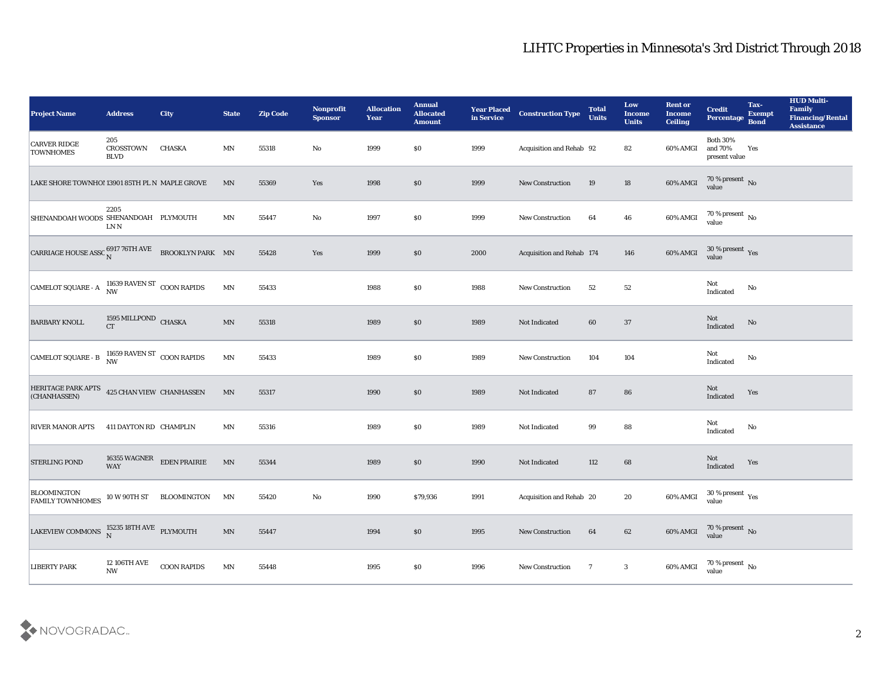# LIHTC Properties in Minnesota's 3rd District Through 2018

| Project Name | Address | City | State | Zip Code | Nonprofit Sponsor | Allocation Year | Annual Allocated Amount | Year Placed in Service | Construction Type | Total Units | Low Income Units | Rent or Income Ceiling | Credit Percentage | Tax-Exempt Bond | HUD Multi-Family Financing/Rental Assistance |
|---|---|---|---|---|---|---|---|---|---|---|---|---|---|---|---|
| CARVER RIDGE TOWNHOMES | 205 CROSSTOWN BLVD | CHASKA | MN | 55318 | No | 1999 | $0 | 1999 | Acquisition and Rehab | 92 | 82 | 60% AMGI | Both 30% and 70% present value | Yes | |
| LAKE SHORE TOWNHOI | 13901 85TH PL N | MAPLE GROVE | MN | 55369 | Yes | 1998 | $0 | 1999 | New Construction | 19 | 18 | 60% AMGI | 70 % present value | No | |
| SHENANDOAH WOODS | 2205 SHENANDOAH LN N | PLYMOUTH | MN | 55447 | No | 1997 | $0 | 1999 | New Construction | 64 | 46 | 60% AMGI | 70 % present value | No | |
| CARRIAGE HOUSE ASSC | 6917 76TH AVE N | BROOKLYN PARK | MN | 55428 | Yes | 1999 | $0 | 2000 | Acquisition and Rehab | 174 | 146 | 60% AMGI | 30 % present value | Yes | |
| CAMELOT SQUARE - A | 11639 RAVEN ST NW | COON RAPIDS | MN | 55433 | | 1988 | $0 | 1988 | New Construction | 52 | 52 | | Not Indicated | No | |
| BARBARY KNOLL | 1595 MILLPOND CT | CHASKA | MN | 55318 | | 1989 | $0 | 1989 | Not Indicated | 60 | 37 | | Not Indicated | No | |
| CAMELOT SQUARE - B | 11659 RAVEN ST NW | COON RAPIDS | MN | 55433 | | 1989 | $0 | 1989 | New Construction | 104 | 104 | | Not Indicated | No | |
| HERITAGE PARK APTS (CHANHASSEN) | 425 CHAN VIEW | CHANHASSEN | MN | 55317 | | 1990 | $0 | 1989 | Not Indicated | 87 | 86 | | Not Indicated | Yes | |
| RIVER MANOR APTS | 411 DAYTON RD | CHAMPLIN | MN | 55316 | | 1989 | $0 | 1989 | Not Indicated | 99 | 88 | | Not Indicated | No | |
| STERLING POND | 16355 WAGNER WAY | EDEN PRAIRIE | MN | 55344 | | 1989 | $0 | 1990 | Not Indicated | 112 | 68 | | Not Indicated | Yes | |
| BLOOMINGTON FAMILY TOWNHOMES | 10 W 90TH ST | BLOOMINGTON | MN | 55420 | No | 1990 | $79,936 | 1991 | Acquisition and Rehab | 20 | 20 | 60% AMGI | 30 % present value | Yes | |
| LAKEVIEW COMMONS | 15235 18TH AVE N | PLYMOUTH | MN | 55447 | | 1994 | $0 | 1995 | New Construction | 64 | 62 | 60% AMGI | 70 % present value | No | |
| LIBERTY PARK | 12 106TH AVE NW | COON RAPIDS | MN | 55448 | | 1995 | $0 | 1996 | New Construction | 7 | 3 | 60% AMGI | 70 % present value | No | |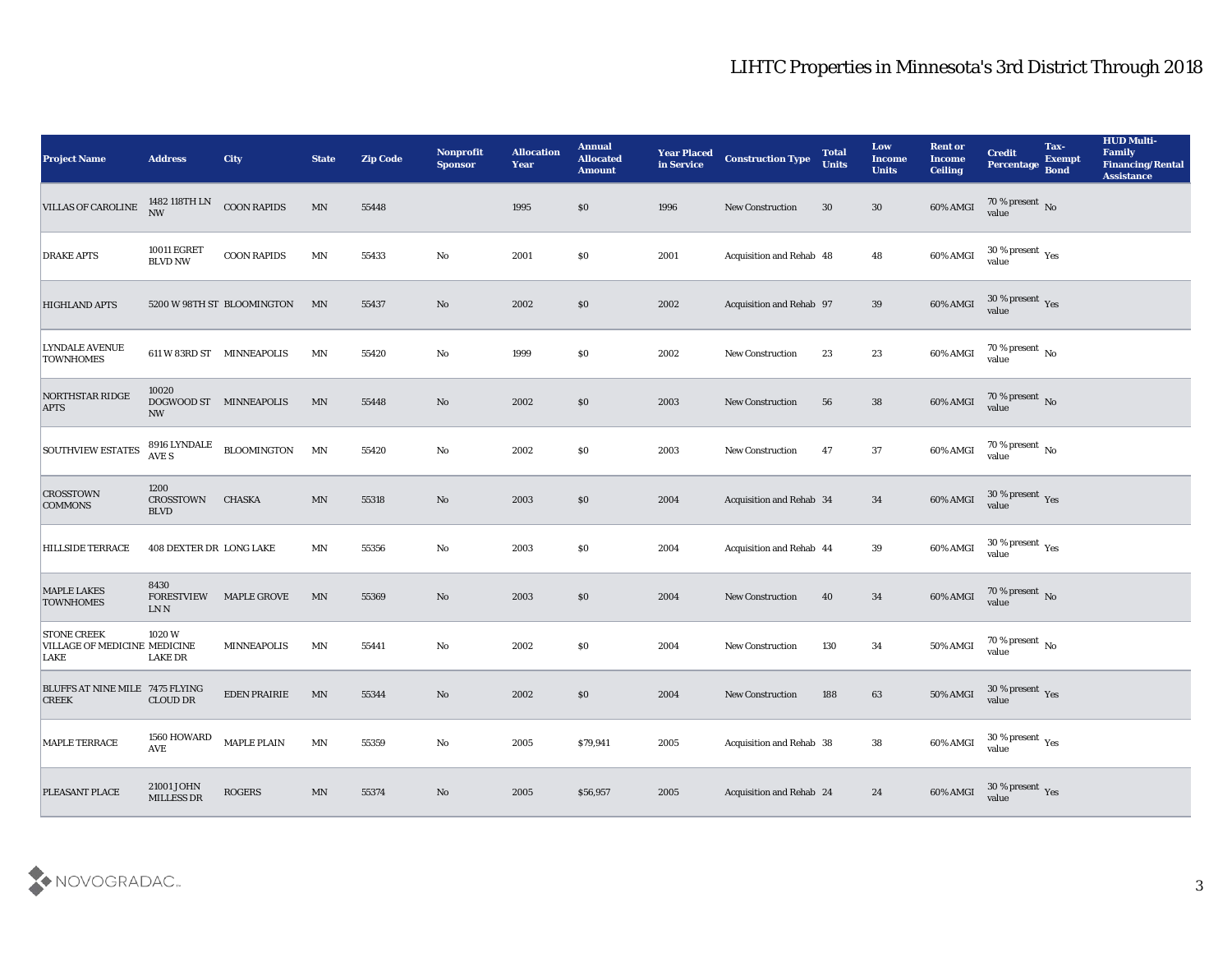# LIHTC Properties in Minnesota's 3rd District Through 2018

| Project Name | Address | City | State | Zip Code | Nonprofit Sponsor | Allocation Year | Annual Allocated Amount | Year Placed in Service | Construction Type | Total Units | Low Income Units | Rent or Income Ceiling | Credit Percentage | Tax-Exempt Bond | HUD Multi-Family Financing/Rental Assistance |
|---|---|---|---|---|---|---|---|---|---|---|---|---|---|---|---|
| VILLAS OF CAROLINE | 1482 118TH LN NW | COON RAPIDS | MN | 55448 | | 1995 | $0 | 1996 | New Construction | 30 | 30 | 60% AMGI | 70 % present value | No | |
| DRAKE APTS | 10011 EGRET BLVD NW | COON RAPIDS | MN | 55433 | No | 2001 | $0 | 2001 | Acquisition and Rehab | 48 | 48 | 60% AMGI | 30 % present value | Yes | |
| HIGHLAND APTS | 5200 W 98TH ST | BLOOMINGTON | MN | 55437 | No | 2002 | $0 | 2002 | Acquisition and Rehab | 97 | 39 | 60% AMGI | 30 % present value | Yes | |
| LYNDALE AVENUE TOWNHOMES | 611 W 83RD ST | MINNEAPOLIS | MN | 55420 | No | 1999 | $0 | 2002 | New Construction | 23 | 23 | 60% AMGI | 70 % present value | No | |
| NORTHSTAR RIDGE APTS | 10020 DOGWOOD ST NW | MINNEAPOLIS | MN | 55448 | No | 2002 | $0 | 2003 | New Construction | 56 | 38 | 60% AMGI | 70 % present value | No | |
| SOUTHVIEW ESTATES | 8916 LYNDALE AVE S | BLOOMINGTON | MN | 55420 | No | 2002 | $0 | 2003 | New Construction | 47 | 37 | 60% AMGI | 70 % present value | No | |
| CROSSTOWN COMMONS | 1200 CROSSTOWN BLVD | CHASKA | MN | 55318 | No | 2003 | $0 | 2004 | Acquisition and Rehab | 34 | 34 | 60% AMGI | 30 % present value | Yes | |
| HILLSIDE TERRACE | 408 DEXTER DR | LONG LAKE | MN | 55356 | No | 2003 | $0 | 2004 | Acquisition and Rehab | 44 | 39 | 60% AMGI | 30 % present value | Yes | |
| MAPLE LAKES TOWNHOMES | 8430 FORESTVIEW LN N | MAPLE GROVE | MN | 55369 | No | 2003 | $0 | 2004 | New Construction | 40 | 34 | 60% AMGI | 70 % present value | No | |
| STONE CREEK VILLAGE OF MEDICINE LAKE | 1020 W MEDICINE LAKE DR | MINNEAPOLIS | MN | 55441 | No | 2002 | $0 | 2004 | New Construction | 130 | 34 | 50% AMGI | 70 % present value | No | |
| BLUFFS AT NINE MILE CREEK | 7475 FLYING CLOUD DR | EDEN PRAIRIE | MN | 55344 | No | 2002 | $0 | 2004 | New Construction | 188 | 63 | 50% AMGI | 30 % present value | Yes | |
| MAPLE TERRACE | 1560 HOWARD AVE | MAPLE PLAIN | MN | 55359 | No | 2005 | $79,941 | 2005 | Acquisition and Rehab | 38 | 38 | 60% AMGI | 30 % present value | Yes | |
| PLEASANT PLACE | 21001 JOHN MILLESS DR | ROGERS | MN | 55374 | No | 2005 | $56,957 | 2005 | Acquisition and Rehab | 24 | 24 | 60% AMGI | 30 % present value | Yes | |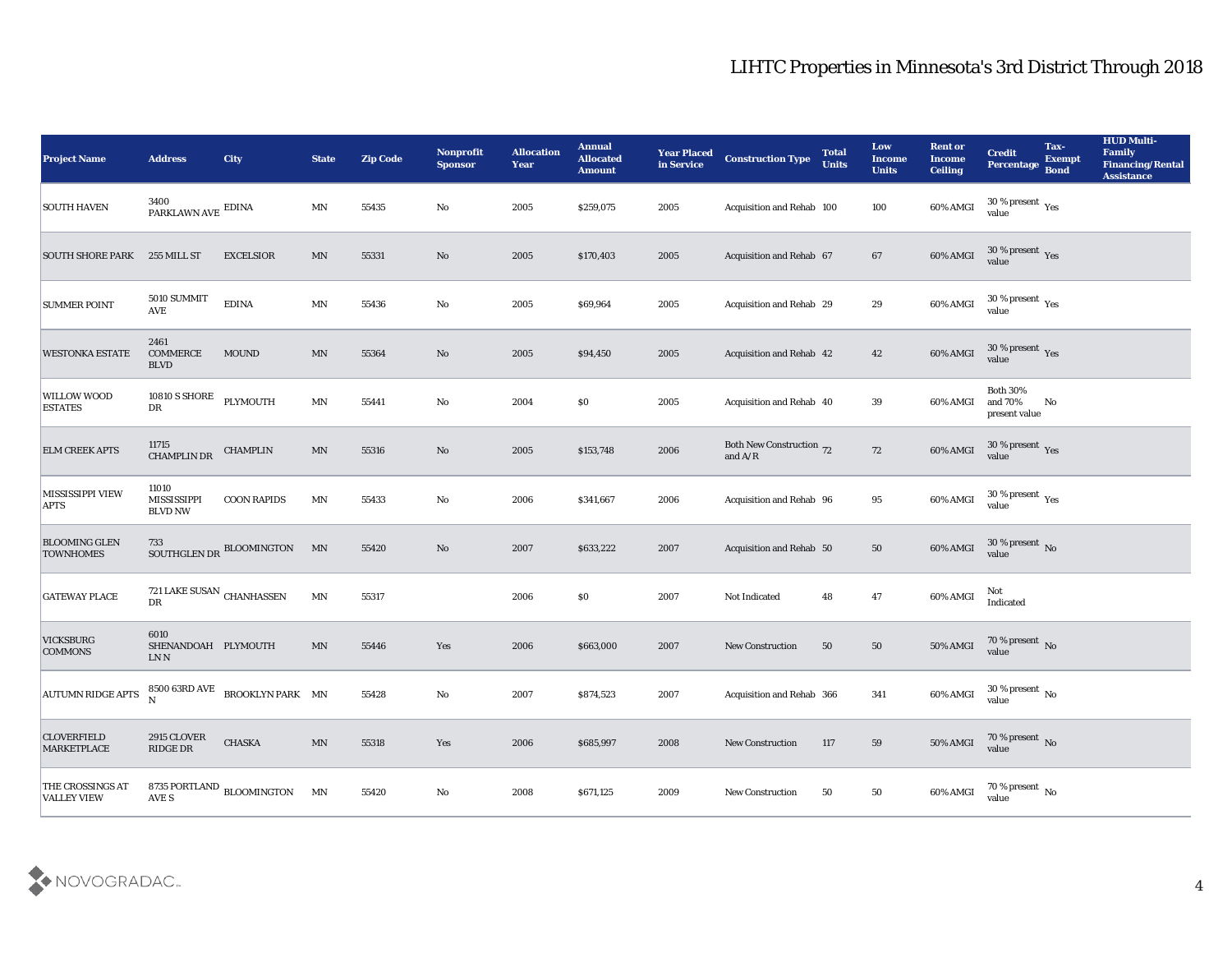# LIHTC Properties in Minnesota's 3rd District Through 2018

| Project Name | Address | City | State | Zip Code | Nonprofit Sponsor | Allocation Year | Annual Allocated Amount | Year Placed in Service | Construction Type | Total Units | Low Income Units | Rent or Income Ceiling | Credit Percentage | Tax-Exempt Bond | HUD Multi-Family Financing/Rental Assistance |
|---|---|---|---|---|---|---|---|---|---|---|---|---|---|---|---|
| SOUTH HAVEN | 3400 PARKLAWN AVE | EDINA | MN | 55435 | No | 2005 | $259,075 | 2005 | Acquisition and Rehab | 100 | 100 | 60% AMGI | 30 % present value | Yes | |
| SOUTH SHORE PARK | 255 MILL ST | EXCELSIOR | MN | 55331 | No | 2005 | $170,403 | 2005 | Acquisition and Rehab | 67 | 67 | 60% AMGI | 30 % present value | Yes | |
| SUMMER POINT | 5010 SUMMIT AVE | EDINA | MN | 55436 | No | 2005 | $69,964 | 2005 | Acquisition and Rehab | 29 | 29 | 60% AMGI | 30 % present value | Yes | |
| WESTONKA ESTATE | 2461 COMMERCE BLVD | MOUND | MN | 55364 | No | 2005 | $94,450 | 2005 | Acquisition and Rehab | 42 | 42 | 60% AMGI | 30 % present value | Yes | |
| WILLOW WOOD ESTATES | 10810 S SHORE DR | PLYMOUTH | MN | 55441 | No | 2004 | $0 | 2005 | Acquisition and Rehab | 40 | 39 | 60% AMGI | Both 30% and 70% present value | No | |
| ELM CREEK APTS | 11715 CHAMPLIN DR | CHAMPLIN | MN | 55316 | No | 2005 | $153,748 | 2006 | Both New Construction and A/R | 72 | 72 | 60% AMGI | 30 % present value | Yes | |
| MISSISSIPPI VIEW APTS | 11010 MISSISSIPPI BLVD NW | COON RAPIDS | MN | 55433 | No | 2006 | $341,667 | 2006 | Acquisition and Rehab | 96 | 95 | 60% AMGI | 30 % present value | Yes | |
| BLOOMING GLEN TOWNHOMES | 733 SOUTHGLEN DR | BLOOMINGTON | MN | 55420 | No | 2007 | $633,222 | 2007 | Acquisition and Rehab | 50 | 50 | 60% AMGI | 30 % present value | No | |
| GATEWAY PLACE | 721 LAKE SUSAN DR | CHANHASSEN | MN | 55317 | | 2006 | $0 | 2007 | Not Indicated | 48 | 47 | 60% AMGI | Not Indicated | | |
| VICKSBURG COMMONS | 6010 SHENANDOAH LN N | PLYMOUTH | MN | 55446 | Yes | 2006 | $663,000 | 2007 | New Construction | 50 | 50 | 50% AMGI | 70 % present value | No | |
| AUTUMN RIDGE APTS | 8500 63RD AVE N | BROOKLYN PARK | MN | 55428 | No | 2007 | $874,523 | 2007 | Acquisition and Rehab | 366 | 341 | 60% AMGI | 30 % present value | No | |
| CLOVERFIELD MARKETPLACE | 2915 CLOVER RIDGE DR | CHASKA | MN | 55318 | Yes | 2006 | $685,997 | 2008 | New Construction | 117 | 59 | 50% AMGI | 70 % present value | No | |
| THE CROSSINGS AT VALLEY VIEW | 8735 PORTLAND AVE S | BLOOMINGTON | MN | 55420 | No | 2008 | $671,125 | 2009 | New Construction | 50 | 50 | 60% AMGI | 70 % present value | No | |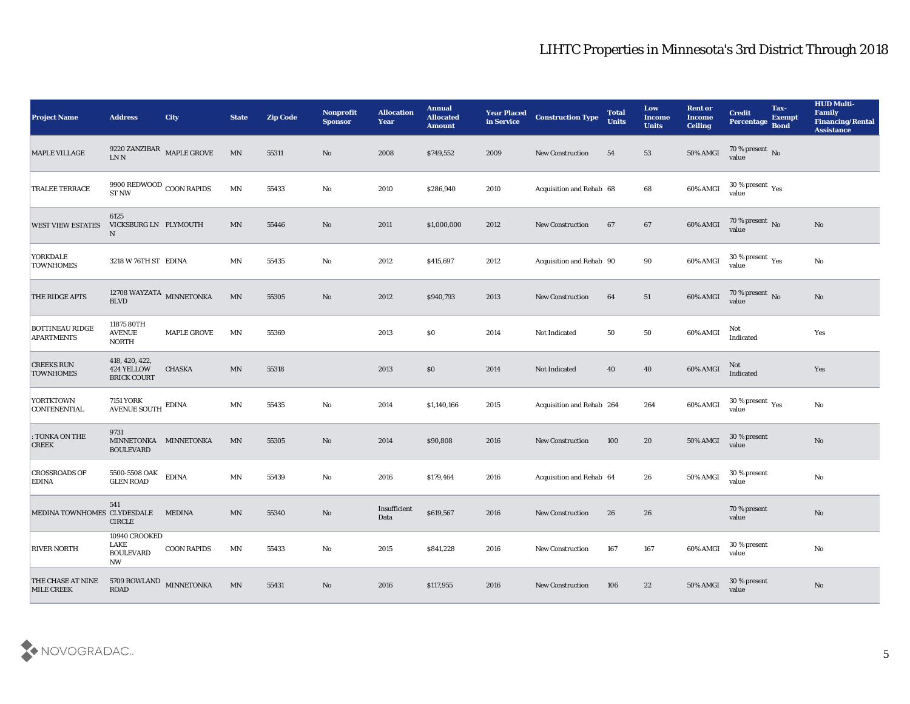## LIHTC Properties in Minnesota's 3rd District Through 2018

| Project Name | Address | City | State | Zip Code | Nonprofit Sponsor | Allocation Year | Annual Allocated Amount | Year Placed in Service | Construction Type | Total Units | Low Income Units | Rent or Income Ceiling | Credit Percentage | Tax-Exempt Bond | HUD Multi-Family Financing/Rental Assistance |
|---|---|---|---|---|---|---|---|---|---|---|---|---|---|---|---|
| MAPLE VILLAGE | 9220 ZANZIBAR LN N | MAPLE GROVE | MN | 55311 | No | 2008 | $749,552 | 2009 | New Construction | 54 | 53 | 50% AMGI | 70 % present value | No | |
| TRALEE TERRACE | 9900 REDWOOD ST NW | COON RAPIDS | MN | 55433 | No | 2010 | $286,940 | 2010 | Acquisition and Rehab | 68 | 68 | 60% AMGI | 30 % present value | Yes | |
| WEST VIEW ESTATES | 6125 VICKSBURG LN N | PLYMOUTH | MN | 55446 | No | 2011 | $1,000,000 | 2012 | New Construction | 67 | 67 | 60% AMGI | 70 % present value | No | No |
| YORKDALE TOWNHOMES | 3218 W 76TH ST | EDINA | MN | 55435 | No | 2012 | $415,697 | 2012 | Acquisition and Rehab | 90 | 90 | 60% AMGI | 30 % present value | Yes | No |
| THE RIDGE APTS | 12708 WAYZATA BLVD | MINNETONKA | MN | 55305 | No | 2012 | $940,793 | 2013 | New Construction | 64 | 51 | 60% AMGI | 70 % present value | No | No |
| BOTTINEAU RIDGE APARTMENTS | 11875 80TH AVENUE NORTH | MAPLE GROVE | MN | 55369 | | 2013 | $0 | 2014 | Not Indicated | 50 | 50 | 60% AMGI | Not Indicated | | Yes |
| CREEKS RUN TOWNHOMES | 418, 420, 422, 424 YELLOW BRICK COURT | CHASKA | MN | 55318 | | 2013 | $0 | 2014 | Not Indicated | 40 | 40 | 60% AMGI | Not Indicated | | Yes |
| YORKTOWN CONTENENTIAL | 7151 YORK AVENUE SOUTH | EDINA | MN | 55435 | No | 2014 | $1,140,166 | 2015 | Acquisition and Rehab | 264 | 264 | 60% AMGI | 30 % present value | Yes | No |
| : TONKA ON THE CREEK | 9731 MINNETONKA BOULEVARD | MINNETONKA | MN | 55305 | No | 2014 | $90,808 | 2016 | New Construction | 100 | 20 | 50% AMGI | 30 % present value | | No |
| CROSSROADS OF EDINA | 5500-5508 OAK GLEN ROAD | EDINA | MN | 55439 | No | 2016 | $179,464 | 2016 | Acquisition and Rehab | 64 | 26 | 50% AMGI | 30 % present value | | No |
| MEDINA TOWNHOMES | 541 CLYDESDALE CIRCLE | MEDINA | MN | 55340 | No | Insufficient Data | $619,567 | 2016 | New Construction | 26 | 26 | | 70 % present value | | No |
| RIVER NORTH | 10940 CROOKED LAKE BOULEVARD NW | COON RAPIDS | MN | 55433 | No | 2015 | $841,228 | 2016 | New Construction | 167 | 167 | 60% AMGI | 30 % present value | | No |
| THE CHASE AT NINE MILE CREEK | 5709 ROWLAND ROAD | MINNETONKA | MN | 55431 | No | 2016 | $117,955 | 2016 | New Construction | 106 | 22 | 50% AMGI | 30 % present value | | No |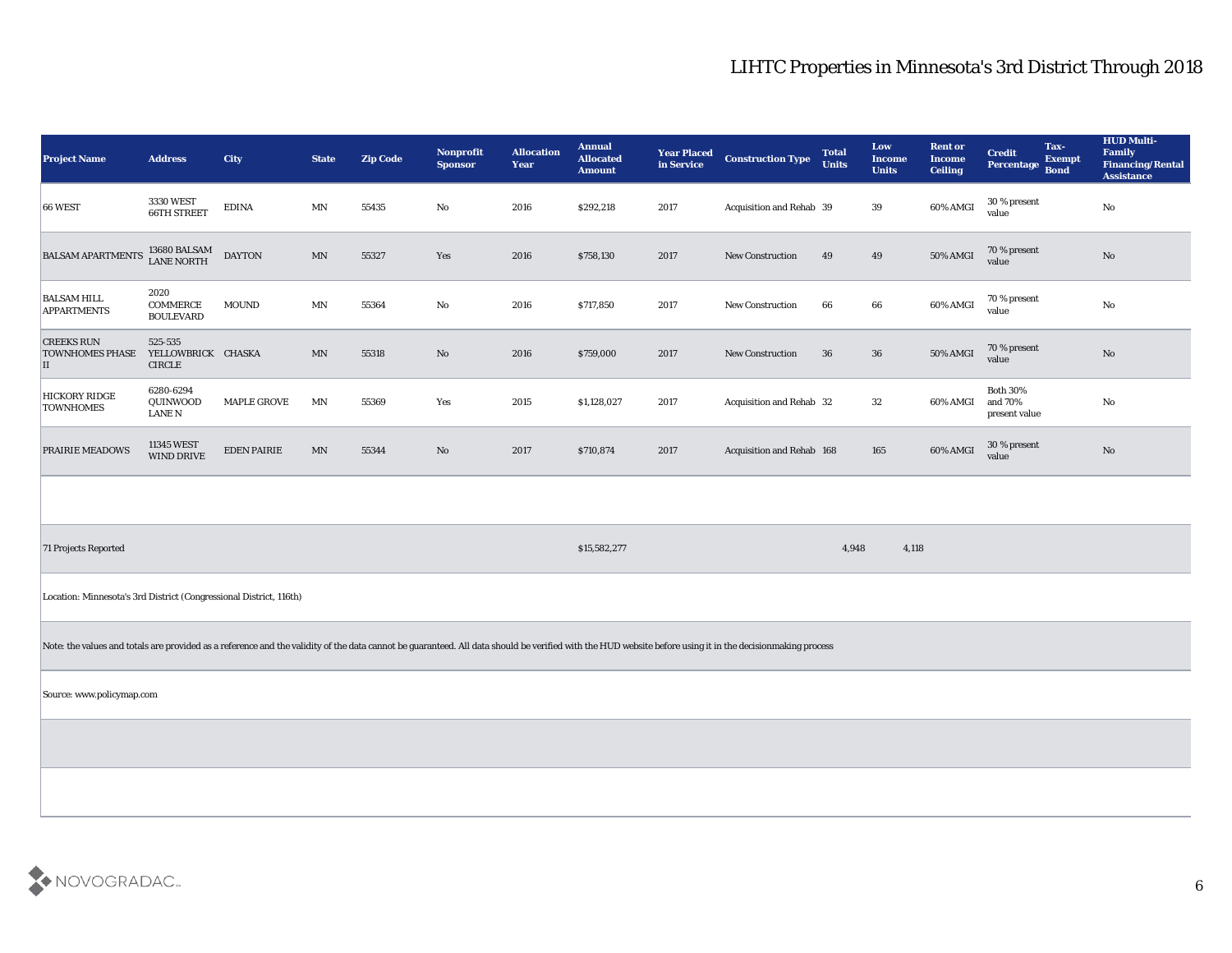# LIHTC Properties in Minnesota's 3rd District Through 2018

| Project Name | Address | City | State | Zip Code | Nonprofit Sponsor | Allocation Year | Annual Allocated Amount | Year Placed in Service | Construction Type | Total Units | Low Income Units | Rent or Income Ceiling | Credit Percentage | Tax-Exempt Bond | HUD Multi-Family Financing/Rental Assistance |
|---|---|---|---|---|---|---|---|---|---|---|---|---|---|---|---|
| 66 WEST | 3330 WEST 66TH STREET | EDINA | MN | 55435 | No | 2016 | $292,218 | 2017 | Acquisition and Rehab | 39 | 39 | 60% AMGI | 30 % present value | | No |
| BALSAM APARTMENTS | 13680 BALSAM LANE NORTH | DAYTON | MN | 55327 | Yes | 2016 | $758,130 | 2017 | New Construction | 49 | 49 | 50% AMGI | 70 % present value | | No |
| BALSAM HILL APARTMENTS | 2020 COMMERCE BOULEVARD | MOUND | MN | 55364 | No | 2016 | $717,850 | 2017 | New Construction | 66 | 66 | 60% AMGI | 70 % present value | | No |
| CREEKS RUN TOWNHOMES PHASE II | 525-535 YELLOWBRICK CIRCLE | CHASKA | MN | 55318 | No | 2016 | $759,000 | 2017 | New Construction | 36 | 36 | 50% AMGI | 70 % present value | | No |
| HICKORY RIDGE TOWNHOMES | 6280-6294 QUINWOOD LANE N | MAPLE GROVE | MN | 55369 | Yes | 2015 | $1,128,027 | 2017 | Acquisition and Rehab | 32 | 32 | 60% AMGI | Both 30% and 70% present value | | No |
| PRAIRIE MEADOWS | 11345 WEST WIND DRIVE | EDEN PAIRIE | MN | 55344 | No | 2017 | $710,874 | 2017 | Acquisition and Rehab | 168 | 165 | 60% AMGI | 30 % present value | | No |
| | | | | | | | | | | | | | | | |
| 71 Projects Reported | | | | | | | $15,582,277 | | | 4,948 | 4,118 | | | | |

Location: Minnesota's 3rd District (Congressional District, 116th)

Note: the values and totals are provided as a reference and the validity of the data cannot be guaranteed. All data should be verified with the HUD website before using it in the decisionmaking process

Source: www.policymap.com